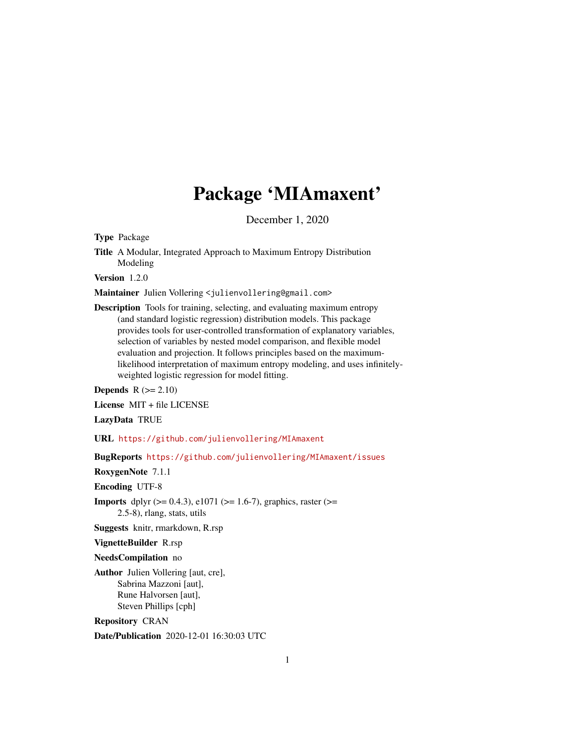# Package 'MIAmaxent'

December 1, 2020

**Type** Package

**Title** A Modular, Integrated Approach to Maximum Entropy Distribution Modeling

**Version** 1.2.0

**Maintainer** Julien Vollering <julienvollering@gmail.com>

**Description** Tools for training, selecting, and evaluating maximum entropy (and standard logistic regression) distribution models. This package provides tools for user-controlled transformation of explanatory variables, selection of variables by nested model comparison, and flexible model evaluation and projection. It follows principles based on the maximum-likelihood interpretation of maximum entropy modeling, and uses infinitely-weighted logistic regression for model fitting.

**Depends** R (>= 2.10)

**License** MIT + file LICENSE

**LazyData** TRUE

**URL** https://github.com/julienvollering/MIAmaxent

**BugReports** https://github.com/julienvollering/MIAmaxent/issues

**RoxygenNote** 7.1.1

**Encoding** UTF-8

**Imports** dplyr (>= 0.4.3), e1071 (>= 1.6-7), graphics, raster (>= 2.5-8), rlang, stats, utils

**Suggests** knitr, rmarkdown, R.rsp

**VignetteBuilder** R.rsp

**NeedsCompilation** no

**Author** Julien Vollering [aut, cre],
Sabrina Mazzoni [aut],
Rune Halvorsen [aut],
Steven Phillips [cph]

**Repository** CRAN

**Date/Publication** 2020-12-01 16:30:03 UTC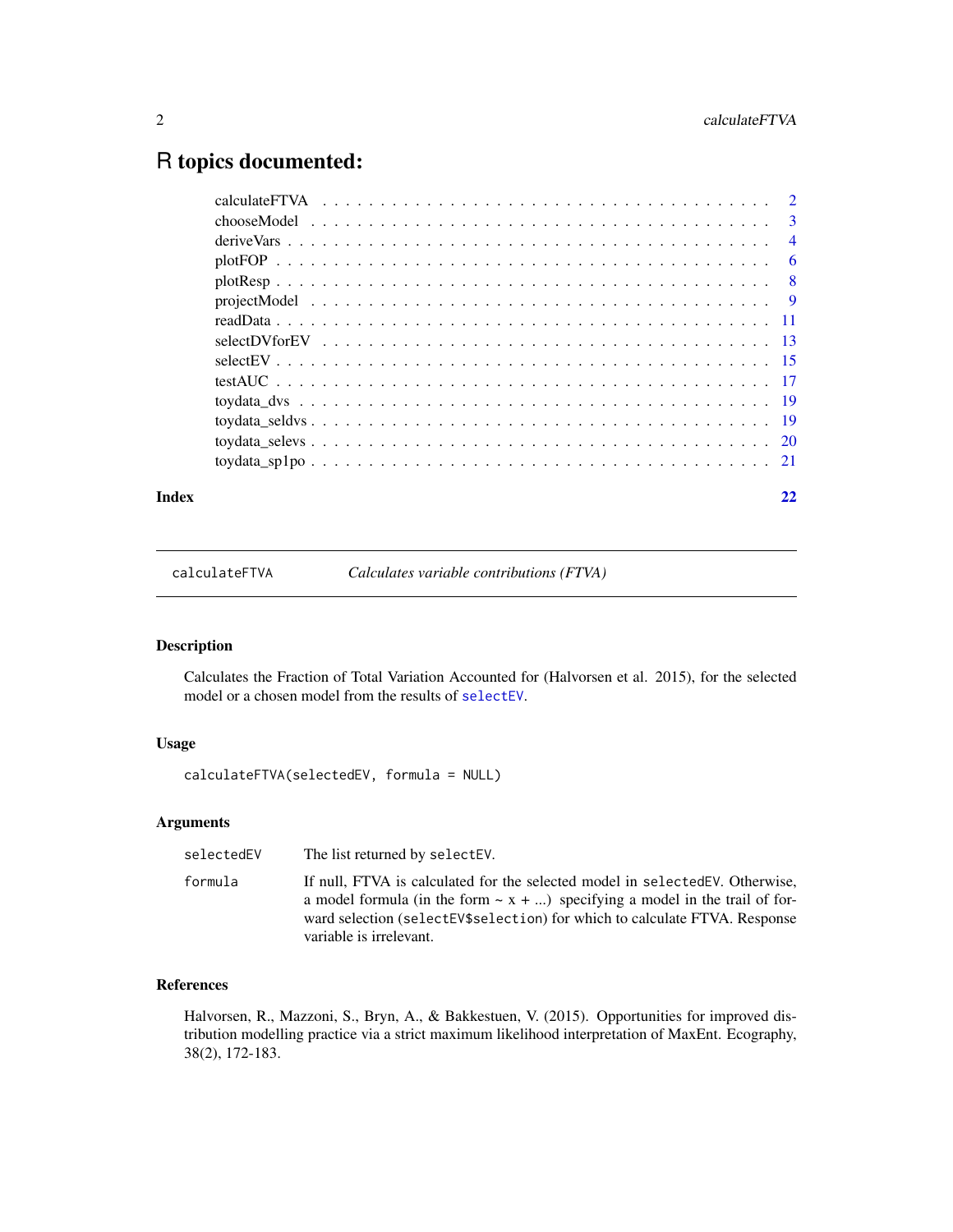# R topics documented:

- calculateFTVA . . . . . . . . . . . . . . . . . . . . . . . . . . . . . . . . . . . . 2
- chooseModel . . . . . . . . . . . . . . . . . . . . . . . . . . . . . . . . . . . . 3
- deriveVars . . . . . . . . . . . . . . . . . . . . . . . . . . . . . . . . . . . . . 4
- plotFOP . . . . . . . . . . . . . . . . . . . . . . . . . . . . . . . . . . . . . . 6
- plotResp . . . . . . . . . . . . . . . . . . . . . . . . . . . . . . . . . . . . . 8
- projectModel . . . . . . . . . . . . . . . . . . . . . . . . . . . . . . . . . . . 9
- readData . . . . . . . . . . . . . . . . . . . . . . . . . . . . . . . . . . . . . 11
- selectDVforEV . . . . . . . . . . . . . . . . . . . . . . . . . . . . . . . . . . 13
- selectEV . . . . . . . . . . . . . . . . . . . . . . . . . . . . . . . . . . . . . 15
- testAUC . . . . . . . . . . . . . . . . . . . . . . . . . . . . . . . . . . . . . 17
- toydata_dvs . . . . . . . . . . . . . . . . . . . . . . . . . . . . . . . . . . . 19
- toydata_seldvs . . . . . . . . . . . . . . . . . . . . . . . . . . . . . . . . . . 19
- toydata_selevs . . . . . . . . . . . . . . . . . . . . . . . . . . . . . . . . . . 20
- toydata_sp1po . . . . . . . . . . . . . . . . . . . . . . . . . . . . . . . . . . 21

**Index** **22**

---

`calculateFTVA` *Calculates variable contributions (FTVA)*

---

### Description

Calculates the Fraction of Total Variation Accounted for (Halvorsen et al. 2015), for the selected model or a chosen model from the results of `selectEV`.

### Usage

```
calculateFTVA(selectedEV, formula = NULL)
```

### Arguments

| | |
|---|---|
| `selectedEV` | The list returned by `selectEV`. |
| `formula` | If null, FTVA is calculated for the selected model in `selectedEV`. Otherwise, a model formula (in the form ~ x + ...) specifying a model in the trail of forward selection (`selectEV$selection`) for which to calculate FTVA. Response variable is irrelevant. |

### References

Halvorsen, R., Mazzoni, S., Bryn, A., & Bakkestuen, V. (2015). Opportunities for improved distribution modelling practice via a strict maximum likelihood interpretation of MaxEnt. Ecography, 38(2), 172-183.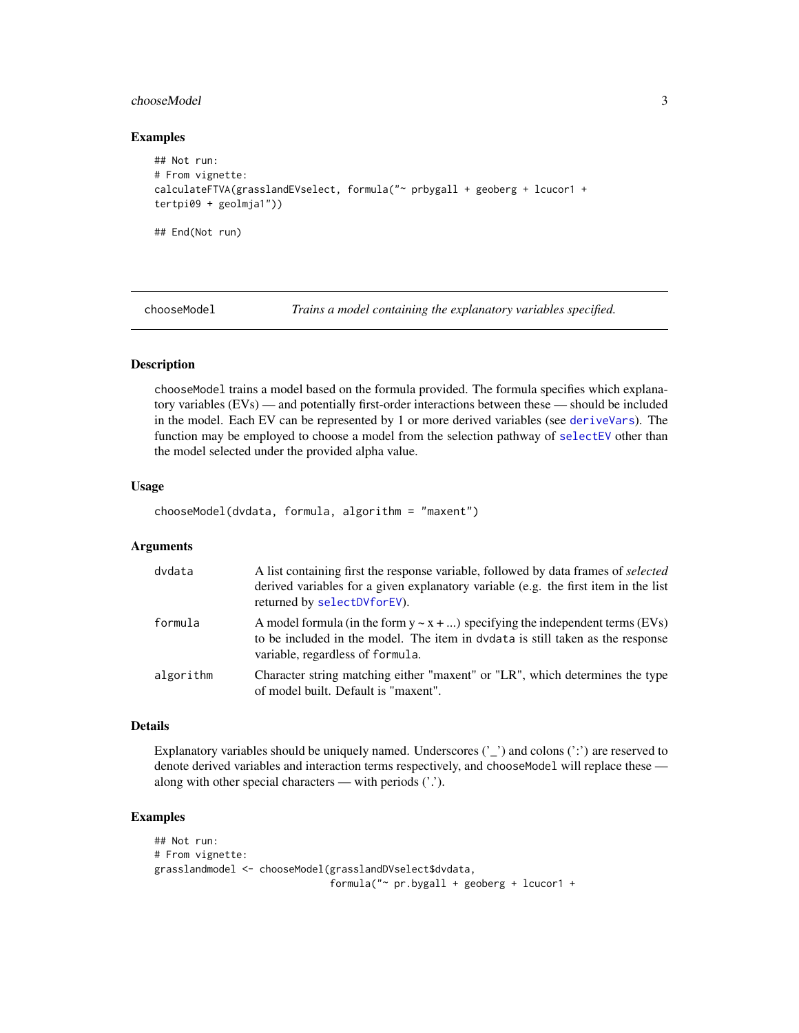### Examples

```
## Not run:
# From vignette:
calculateFTVA(grasslandEVselect, formula("~ prbygall + geoberg + lcucor1 +
tertpi09 + geolmja1"))

## End(Not run)
```

---

## chooseModel — *Trains a model containing the explanatory variables specified.*

### Description

chooseModel trains a model based on the formula provided. The formula specifies which explanatory variables (EVs) — and potentially first-order interactions between these — should be included in the model. Each EV can be represented by 1 or more derived variables (see deriveVars). The function may be employed to choose a model from the selection pathway of selectEV other than the model selected under the provided alpha value.

### Usage

```
chooseModel(dvdata, formula, algorithm = "maxent")
```

### Arguments

| | |
|---|---|
| dvdata | A list containing first the response variable, followed by data frames of *selected* derived variables for a given explanatory variable (e.g. the first item in the list returned by selectDVforEV). |
| formula | A model formula (in the form y ~ x + ...) specifying the independent terms (EVs) to be included in the model. The item in dvdata is still taken as the response variable, regardless of formula. |
| algorithm | Character string matching either "maxent" or "LR", which determines the type of model built. Default is "maxent". |

### Details

Explanatory variables should be uniquely named. Underscores ('_') and colons (':') are reserved to denote derived variables and interaction terms respectively, and chooseModel will replace these — along with other special characters — with periods ('.').

### Examples

```
## Not run:
# From vignette:
grasslandmodel <- chooseModel(grasslandDVselect$dvdata,
                              formula("~ pr.bygall + geoberg + lcucor1 +
```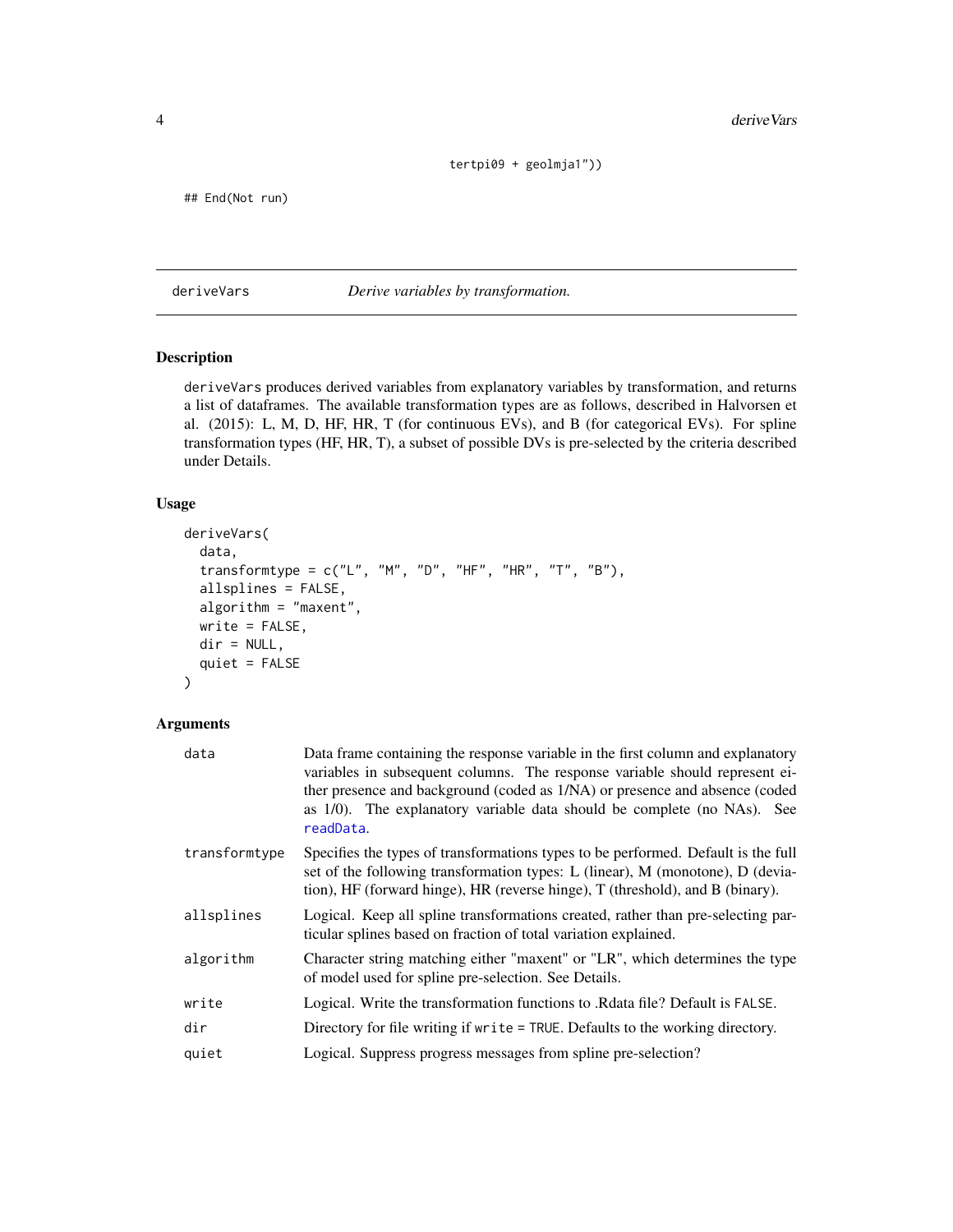```
                                tertpi09 + geolmja1"))

## End(Not run)
```

## deriveVars — *Derive variables by transformation.*

### Description

deriveVars produces derived variables from explanatory variables by transformation, and returns a list of dataframes. The available transformation types are as follows, described in Halvorsen et al. (2015): L, M, D, HF, HR, T (for continuous EVs), and B (for categorical EVs). For spline transformation types (HF, HR, T), a subset of possible DVs is pre-selected by the criteria described under Details.

### Usage

```
deriveVars(
  data,
  transformtype = c("L", "M", "D", "HF", "HR", "T", "B"),
  allsplines = FALSE,
  algorithm = "maxent",
  write = FALSE,
  dir = NULL,
  quiet = FALSE
)
```

### Arguments

| Argument | Description |
|---|---|
| data | Data frame containing the response variable in the first column and explanatory variables in subsequent columns. The response variable should represent either presence and background (coded as 1/NA) or presence and absence (coded as 1/0). The explanatory variable data should be complete (no NAs). See readData. |
| transformtype | Specifies the types of transformations types to be performed. Default is the full set of the following transformation types: L (linear), M (monotone), D (deviation), HF (forward hinge), HR (reverse hinge), T (threshold), and B (binary). |
| allsplines | Logical. Keep all spline transformations created, rather than pre-selecting particular splines based on fraction of total variation explained. |
| algorithm | Character string matching either "maxent" or "LR", which determines the type of model used for spline pre-selection. See Details. |
| write | Logical. Write the transformation functions to .Rdata file? Default is FALSE. |
| dir | Directory for file writing if write = TRUE. Defaults to the working directory. |
| quiet | Logical. Suppress progress messages from spline pre-selection? |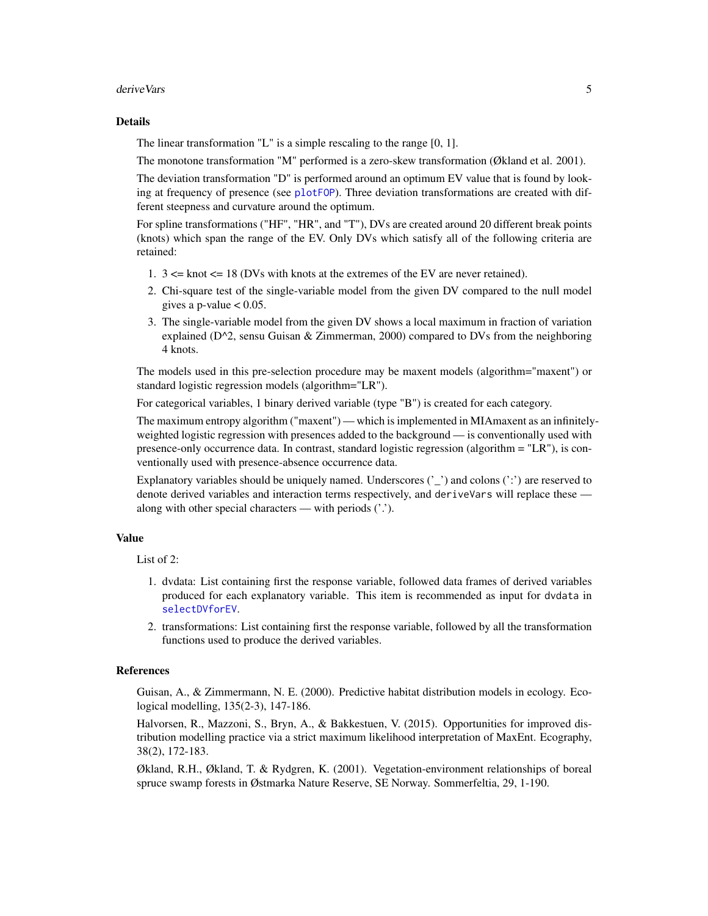### Details

The linear transformation "L" is a simple rescaling to the range [0, 1].

The monotone transformation "M" performed is a zero-skew transformation (Økland et al. 2001).

The deviation transformation "D" is performed around an optimum EV value that is found by looking at frequency of presence (see plotFOP). Three deviation transformations are created with different steepness and curvature around the optimum.

For spline transformations ("HF", "HR", and "T"), DVs are created around 20 different break points (knots) which span the range of the EV. Only DVs which satisfy all of the following criteria are retained:

1. 3 <= knot <= 18 (DVs with knots at the extremes of the EV are never retained).
2. Chi-square test of the single-variable model from the given DV compared to the null model gives a p-value < 0.05.
3. The single-variable model from the given DV shows a local maximum in fraction of variation explained (D^2, sensu Guisan & Zimmerman, 2000) compared to DVs from the neighboring 4 knots.

The models used in this pre-selection procedure may be maxent models (algorithm="maxent") or standard logistic regression models (algorithm="LR").

For categorical variables, 1 binary derived variable (type "B") is created for each category.

The maximum entropy algorithm ("maxent") — which is implemented in MIAmaxent as an infinitely-weighted logistic regression with presences added to the background — is conventionally used with presence-only occurrence data. In contrast, standard logistic regression (algorithm = "LR"), is conventionally used with presence-absence occurrence data.

Explanatory variables should be uniquely named. Underscores ('_') and colons (':') are reserved to denote derived variables and interaction terms respectively, and `deriveVars` will replace these — along with other special characters — with periods ('.').

### Value

List of 2:

1. dvdata: List containing first the response variable, followed data frames of derived variables produced for each explanatory variable. This item is recommended as input for `dvdata` in selectDVforEV.
2. transformations: List containing first the response variable, followed by all the transformation functions used to produce the derived variables.

### References

Guisan, A., & Zimmermann, N. E. (2000). Predictive habitat distribution models in ecology. Ecological modelling, 135(2-3), 147-186.

Halvorsen, R., Mazzoni, S., Bryn, A., & Bakkestuen, V. (2015). Opportunities for improved distribution modelling practice via a strict maximum likelihood interpretation of MaxEnt. Ecography, 38(2), 172-183.

Økland, R.H., Økland, T. & Rydgren, K. (2001). Vegetation-environment relationships of boreal spruce swamp forests in Østmarka Nature Reserve, SE Norway. Sommerfeltia, 29, 1-190.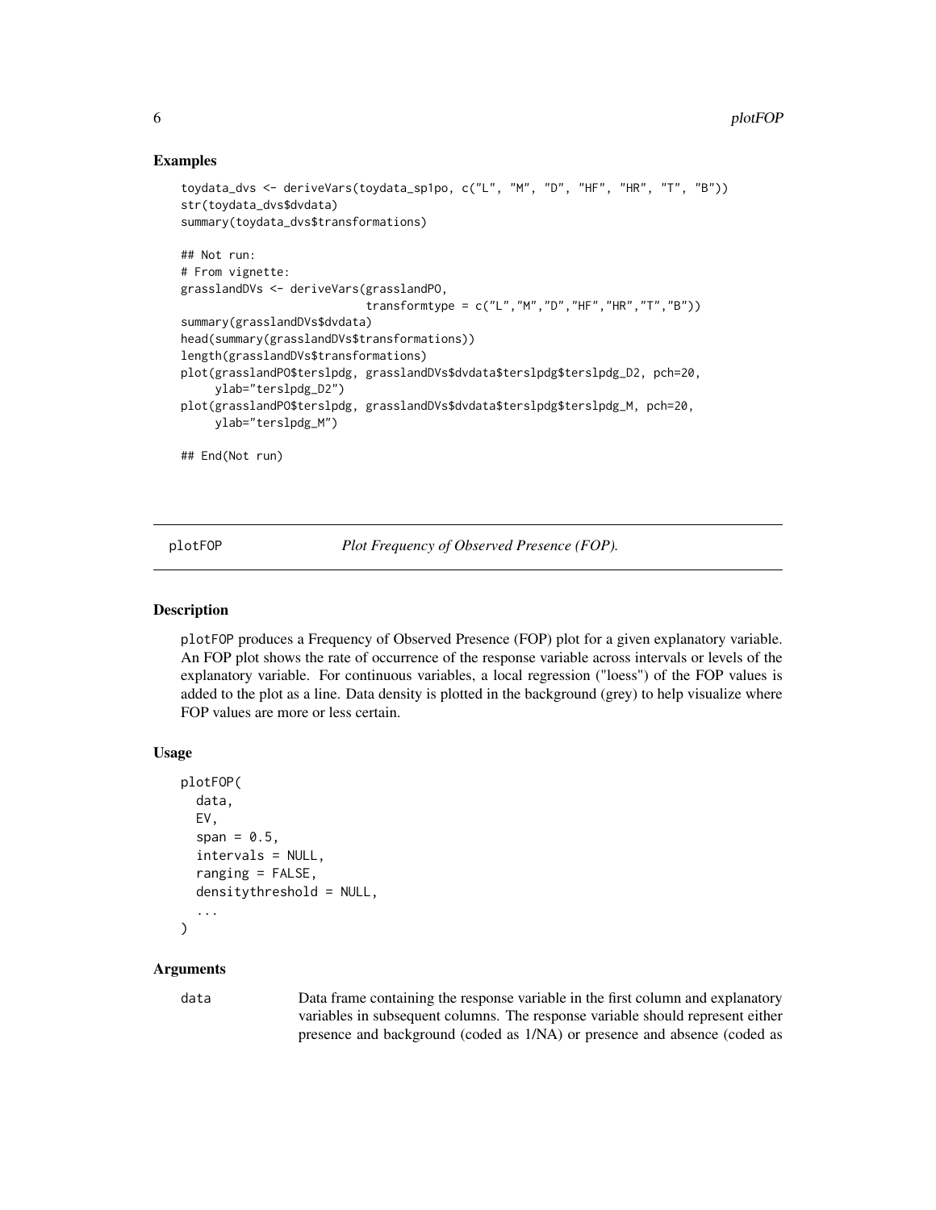## Examples

```
toydata_dvs <- deriveVars(toydata_sp1po, c("L", "M", "D", "HF", "HR", "T", "B"))
str(toydata_dvs$dvdata)
summary(toydata_dvs$transformations)

## Not run:
# From vignette:
grasslandDVs <- deriveVars(grasslandPO,
                           transformtype = c("L","M","D","HF","HR","T","B"))
summary(grasslandDVs$dvdata)
head(summary(grasslandDVs$transformations))
length(grasslandDVs$transformations)
plot(grasslandPO$terslpdg, grasslandDVs$dvdata$terslpdg$terslpdg_D2, pch=20,
     ylab="terslpdg_D2")
plot(grasslandPO$terslpdg, grasslandDVs$dvdata$terslpdg$terslpdg_M, pch=20,
     ylab="terslpdg_M")

## End(Not run)
```

---

# plotFOP — *Plot Frequency of Observed Presence (FOP).*

## Description

plotFOP produces a Frequency of Observed Presence (FOP) plot for a given explanatory variable. An FOP plot shows the rate of occurrence of the response variable across intervals or levels of the explanatory variable. For continuous variables, a local regression ("loess") of the FOP values is added to the plot as a line. Data density is plotted in the background (grey) to help visualize where FOP values are more or less certain.

## Usage

```
plotFOP(
  data,
  EV,
  span = 0.5,
  intervals = NULL,
  ranging = FALSE,
  densitythreshold = NULL,
  ...
)
```

## Arguments

data — Data frame containing the response variable in the first column and explanatory variables in subsequent columns. The response variable should represent either presence and background (coded as 1/NA) or presence and absence (coded as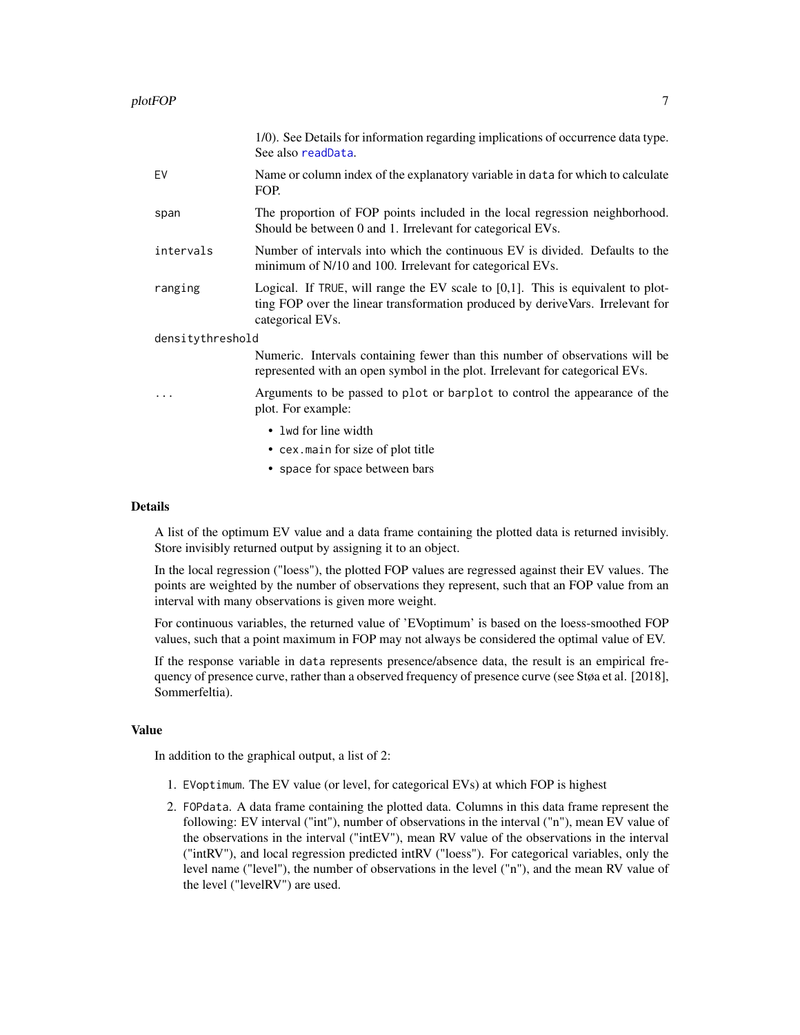| | |
|---|---|
| | 1/0). See Details for information regarding implications of occurrence data type. See also readData. |
| EV | Name or column index of the explanatory variable in data for which to calculate FOP. |
| span | The proportion of FOP points included in the local regression neighborhood. Should be between 0 and 1. Irrelevant for categorical EVs. |
| intervals | Number of intervals into which the continuous EV is divided. Defaults to the minimum of N/10 and 100. Irrelevant for categorical EVs. |
| ranging | Logical. If TRUE, will range the EV scale to [0,1]. This is equivalent to plotting FOP over the linear transformation produced by deriveVars. Irrelevant for categorical EVs. |
| densitythreshold | Numeric. Intervals containing fewer than this number of observations will be represented with an open symbol in the plot. Irrelevant for categorical EVs. |
| ... | Arguments to be passed to plot or barplot to control the appearance of the plot. For example: <br>• lwd for line width <br>• cex.main for size of plot title <br>• space for space between bars |

### Details

A list of the optimum EV value and a data frame containing the plotted data is returned invisibly. Store invisibly returned output by assigning it to an object.

In the local regression ("loess"), the plotted FOP values are regressed against their EV values. The points are weighted by the number of observations they represent, such that an FOP value from an interval with many observations is given more weight.

For continuous variables, the returned value of 'EVoptimum' is based on the loess-smoothed FOP values, such that a point maximum in FOP may not always be considered the optimal value of EV.

If the response variable in data represents presence/absence data, the result is an empirical frequency of presence curve, rather than a observed frequency of presence curve (see Støa et al. [2018], Sommerfeltia).

### Value

In addition to the graphical output, a list of 2:

1. EVoptimum. The EV value (or level, for categorical EVs) at which FOP is highest
2. FOPdata. A data frame containing the plotted data. Columns in this data frame represent the following: EV interval ("int"), number of observations in the interval ("n"), mean EV value of the observations in the interval ("intEV"), mean RV value of the observations in the interval ("intRV"), and local regression predicted intRV ("loess"). For categorical variables, only the level name ("level"), the number of observations in the level ("n"), and the mean RV value of the level ("levelRV") are used.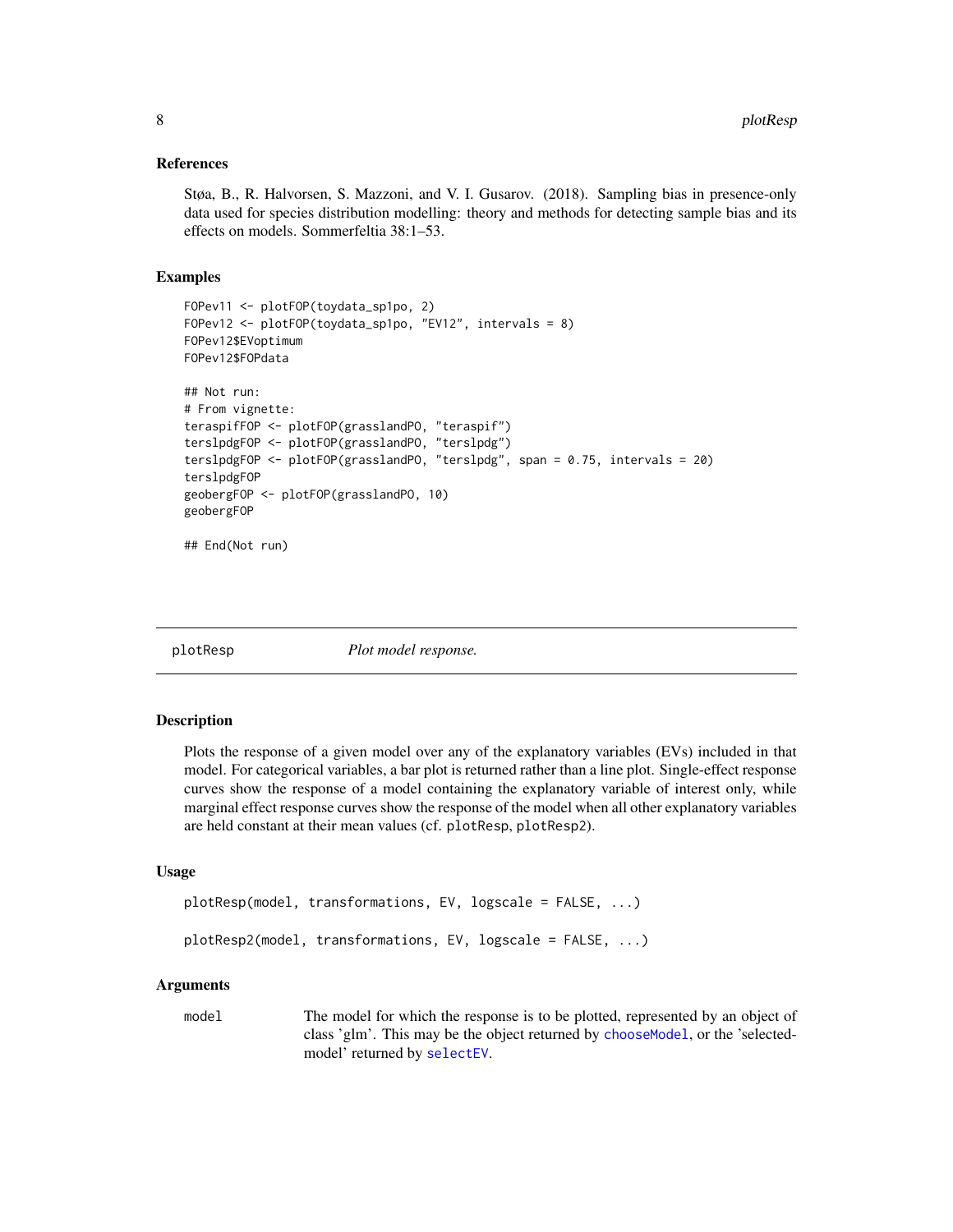### References

Støa, B., R. Halvorsen, S. Mazzoni, and V. I. Gusarov. (2018). Sampling bias in presence-only data used for species distribution modelling: theory and methods for detecting sample bias and its effects on models. Sommerfeltia 38:1–53.

### Examples

```
FOPev11 <- plotFOP(toydata_sp1po, 2)
FOPev12 <- plotFOP(toydata_sp1po, "EV12", intervals = 8)
FOPev12$EVoptimum
FOPev12$FOPdata

## Not run:
# From vignette:
teraspifFOP <- plotFOP(grasslandPO, "teraspif")
terslpdgFOP <- plotFOP(grasslandPO, "terslpdg")
terslpdgFOP <- plotFOP(grasslandPO, "terslpdg", span = 0.75, intervals = 20)
terslpdgFOP
geobergFOP <- plotFOP(grasslandPO, 10)
geobergFOP

## End(Not run)
```

---

## plotResp — *Plot model response.*

### Description

Plots the response of a given model over any of the explanatory variables (EVs) included in that model. For categorical variables, a bar plot is returned rather than a line plot. Single-effect response curves show the response of a model containing the explanatory variable of interest only, while marginal effect response curves show the response of the model when all other explanatory variables are held constant at their mean values (cf. `plotResp`, `plotResp2`).

### Usage

```
plotResp(model, transformations, EV, logscale = FALSE, ...)

plotResp2(model, transformations, EV, logscale = FALSE, ...)
```

### Arguments

| | |
|---|---|
| model | The model for which the response is to be plotted, represented by an object of class 'glm'. This may be the object returned by `chooseModel`, or the 'selectedmodel' returned by `selectEV`. |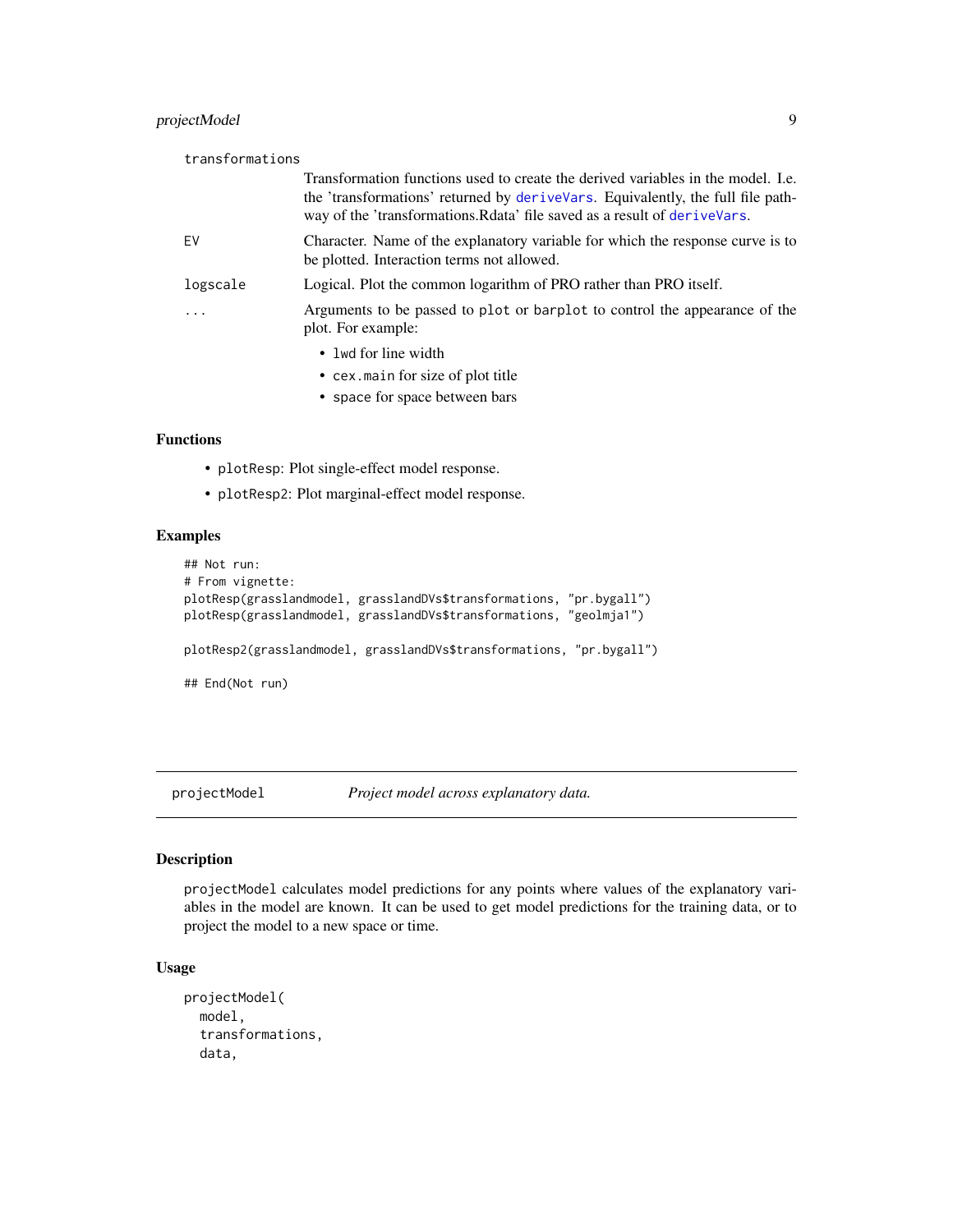transformations
: Transformation functions used to create the derived variables in the model. I.e. the 'transformations' returned by deriveVars. Equivalently, the full file pathway of the 'transformations.Rdata' file saved as a result of deriveVars.

EV
: Character. Name of the explanatory variable for which the response curve is to be plotted. Interaction terms not allowed.

logscale
: Logical. Plot the common logarithm of PRO rather than PRO itself.

...
: Arguments to be passed to `plot` or `barplot` to control the appearance of the plot. For example:
  - `lwd` for line width
  - `cex.main` for size of plot title
  - `space` for space between bars

### Functions

- `plotResp`: Plot single-effect model response.
- `plotResp2`: Plot marginal-effect model response.

### Examples

```
## Not run:
# From vignette:
plotResp(grasslandmodel, grasslandDVs$transformations, "pr.bygall")
plotResp(grasslandmodel, grasslandDVs$transformations, "geolmja1")

plotResp2(grasslandmodel, grasslandDVs$transformations, "pr.bygall")

## End(Not run)
```

---

## projectModel *Project model across explanatory data.*

---

### Description

`projectModel` calculates model predictions for any points where values of the explanatory variables in the model are known. It can be used to get model predictions for the training data, or to project the model to a new space or time.

### Usage

```
projectModel(
  model,
  transformations,
  data,
```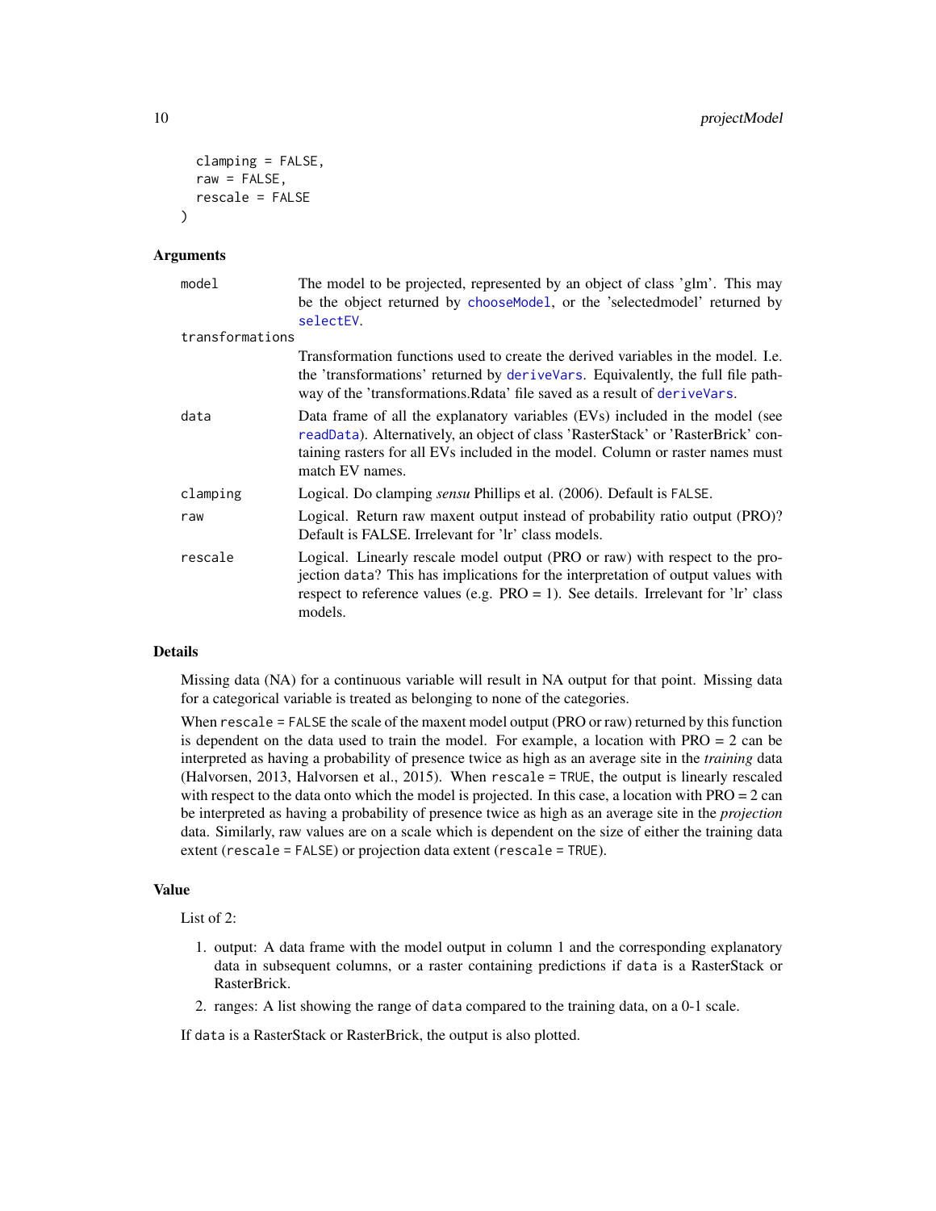```
  clamping = FALSE,
  raw = FALSE,
  rescale = FALSE
)
```

## Arguments

| | |
|---|---|
| `model` | The model to be projected, represented by an object of class 'glm'. This may be the object returned by `chooseModel`, or the 'selectedmodel' returned by `selectEV`. |
| `transformations` | Transformation functions used to create the derived variables in the model. I.e. the 'transformations' returned by `deriveVars`. Equivalently, the full file pathway of the 'transformations.Rdata' file saved as a result of `deriveVars`. |
| `data` | Data frame of all the explanatory variables (EVs) included in the model (see `readData`). Alternatively, an object of class 'RasterStack' or 'RasterBrick' containing rasters for all EVs included in the model. Column or raster names must match EV names. |
| `clamping` | Logical. Do clamping *sensu* Phillips et al. (2006). Default is `FALSE`. |
| `raw` | Logical. Return raw maxent output instead of probability ratio output (PRO)? Default is FALSE. Irrelevant for 'lr' class models. |
| `rescale` | Logical. Linearly rescale model output (PRO or raw) with respect to the projection `data`? This has implications for the interpretation of output values with respect to reference values (e.g. PRO = 1). See details. Irrelevant for 'lr' class models. |

## Details

Missing data (NA) for a continuous variable will result in NA output for that point. Missing data for a categorical variable is treated as belonging to none of the categories.

When `rescale = FALSE` the scale of the maxent model output (PRO or raw) returned by this function is dependent on the data used to train the model. For example, a location with PRO = 2 can be interpreted as having a probability of presence twice as high as an average site in the *training* data (Halvorsen, 2013, Halvorsen et al., 2015). When `rescale = TRUE`, the output is linearly rescaled with respect to the data onto which the model is projected. In this case, a location with PRO = 2 can be interpreted as having a probability of presence twice as high as an average site in the *projection* data. Similarly, raw values are on a scale which is dependent on the size of either the training data extent (`rescale = FALSE`) or projection data extent (`rescale = TRUE`).

## Value

List of 2:

1. output: A data frame with the model output in column 1 and the corresponding explanatory data in subsequent columns, or a raster containing predictions if `data` is a RasterStack or RasterBrick.
2. ranges: A list showing the range of `data` compared to the training data, on a 0-1 scale.

If `data` is a RasterStack or RasterBrick, the output is also plotted.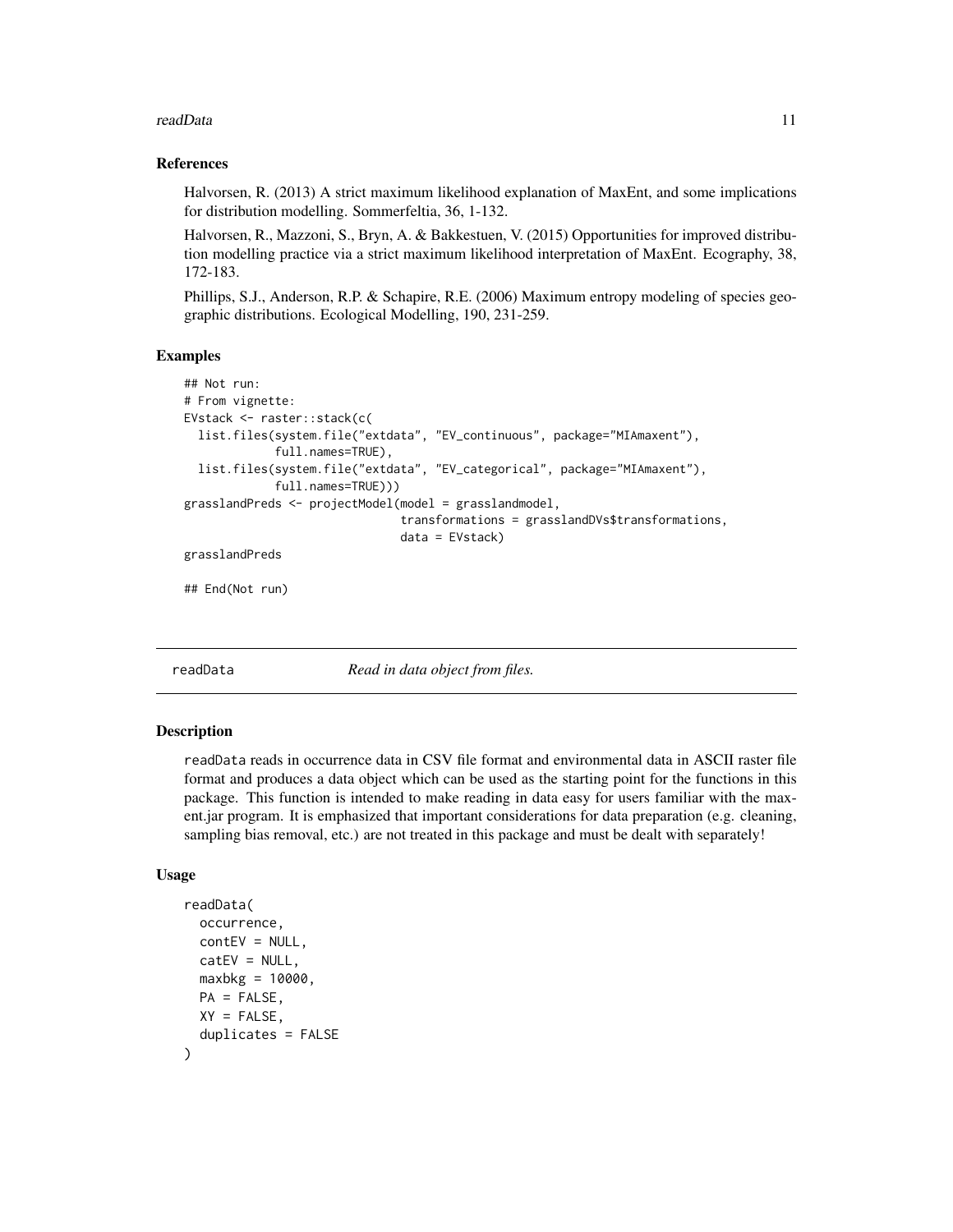### References

Halvorsen, R. (2013) A strict maximum likelihood explanation of MaxEnt, and some implications for distribution modelling. Sommerfeltia, 36, 1-132.

Halvorsen, R., Mazzoni, S., Bryn, A. & Bakkestuen, V. (2015) Opportunities for improved distribution modelling practice via a strict maximum likelihood interpretation of MaxEnt. Ecography, 38, 172-183.

Phillips, S.J., Anderson, R.P. & Schapire, R.E. (2006) Maximum entropy modeling of species geographic distributions. Ecological Modelling, 190, 231-259.

### Examples

```
## Not run:
# From vignette:
EVstack <- raster::stack(c(
  list.files(system.file("extdata", "EV_continuous", package="MIAmaxent"),
             full.names=TRUE),
  list.files(system.file("extdata", "EV_categorical", package="MIAmaxent"),
             full.names=TRUE)))
grasslandPreds <- projectModel(model = grasslandmodel,
                               transformations = grasslandDVs$transformations,
                               data = EVstack)
grasslandPreds

## End(Not run)
```

---

## readData *Read in data object from files.*

---

### Description

readData reads in occurrence data in CSV file format and environmental data in ASCII raster file format and produces a data object which can be used as the starting point for the functions in this package. This function is intended to make reading in data easy for users familiar with the maxent.jar program. It is emphasized that important considerations for data preparation (e.g. cleaning, sampling bias removal, etc.) are not treated in this package and must be dealt with separately!

### Usage

```
readData(
  occurrence,
  contEV = NULL,
  catEV = NULL,
  maxbkg = 10000,
  PA = FALSE,
  XY = FALSE,
  duplicates = FALSE
)
```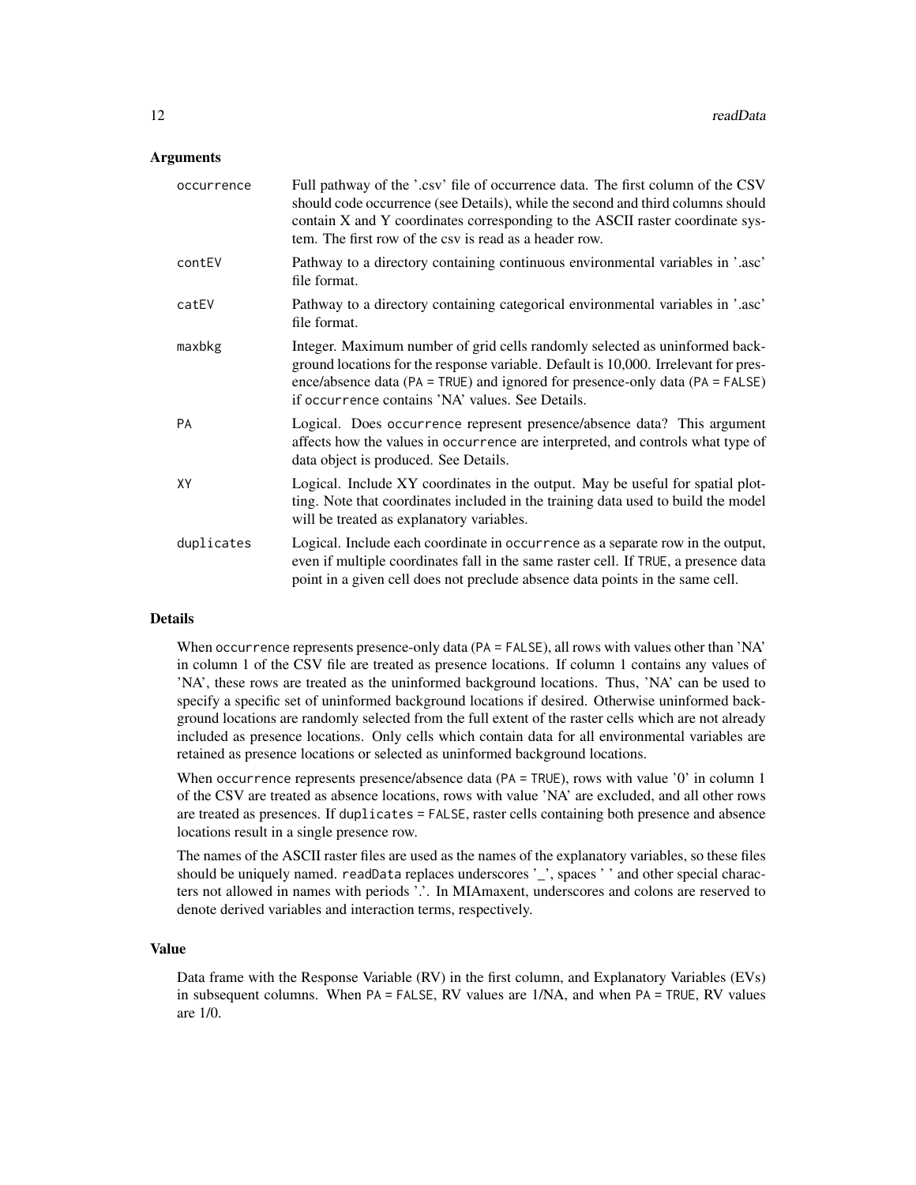## Arguments

| | |
|---|---|
| occurrence | Full pathway of the '.csv' file of occurrence data. The first column of the CSV should code occurrence (see Details), while the second and third columns should contain X and Y coordinates corresponding to the ASCII raster coordinate system. The first row of the csv is read as a header row. |
| contEV | Pathway to a directory containing continuous environmental variables in '.asc' file format. |
| catEV | Pathway to a directory containing categorical environmental variables in '.asc' file format. |
| maxbkg | Integer. Maximum number of grid cells randomly selected as uninformed background locations for the response variable. Default is 10,000. Irrelevant for presence/absence data (PA = TRUE) and ignored for presence-only data (PA = FALSE) if occurrence contains 'NA' values. See Details. |
| PA | Logical. Does occurrence represent presence/absence data? This argument affects how the values in occurrence are interpreted, and controls what type of data object is produced. See Details. |
| XY | Logical. Include XY coordinates in the output. May be useful for spatial plotting. Note that coordinates included in the training data used to build the model will be treated as explanatory variables. |
| duplicates | Logical. Include each coordinate in occurrence as a separate row in the output, even if multiple coordinates fall in the same raster cell. If TRUE, a presence data point in a given cell does not preclude absence data points in the same cell. |

## Details

When occurrence represents presence-only data (PA = FALSE), all rows with values other than 'NA' in column 1 of the CSV file are treated as presence locations. If column 1 contains any values of 'NA', these rows are treated as the uninformed background locations. Thus, 'NA' can be used to specify a specific set of uninformed background locations if desired. Otherwise uninformed background locations are randomly selected from the full extent of the raster cells which are not already included as presence locations. Only cells which contain data for all environmental variables are retained as presence locations or selected as uninformed background locations.

When occurrence represents presence/absence data (PA = TRUE), rows with value '0' in column 1 of the CSV are treated as absence locations, rows with value 'NA' are excluded, and all other rows are treated as presences. If duplicates = FALSE, raster cells containing both presence and absence locations result in a single presence row.

The names of the ASCII raster files are used as the names of the explanatory variables, so these files should be uniquely named. readData replaces underscores '_', spaces ' ' and other special characters not allowed in names with periods '.'. In MIAmaxent, underscores and colons are reserved to denote derived variables and interaction terms, respectively.

## Value

Data frame with the Response Variable (RV) in the first column, and Explanatory Variables (EVs) in subsequent columns. When PA = FALSE, RV values are 1/NA, and when PA = TRUE, RV values are 1/0.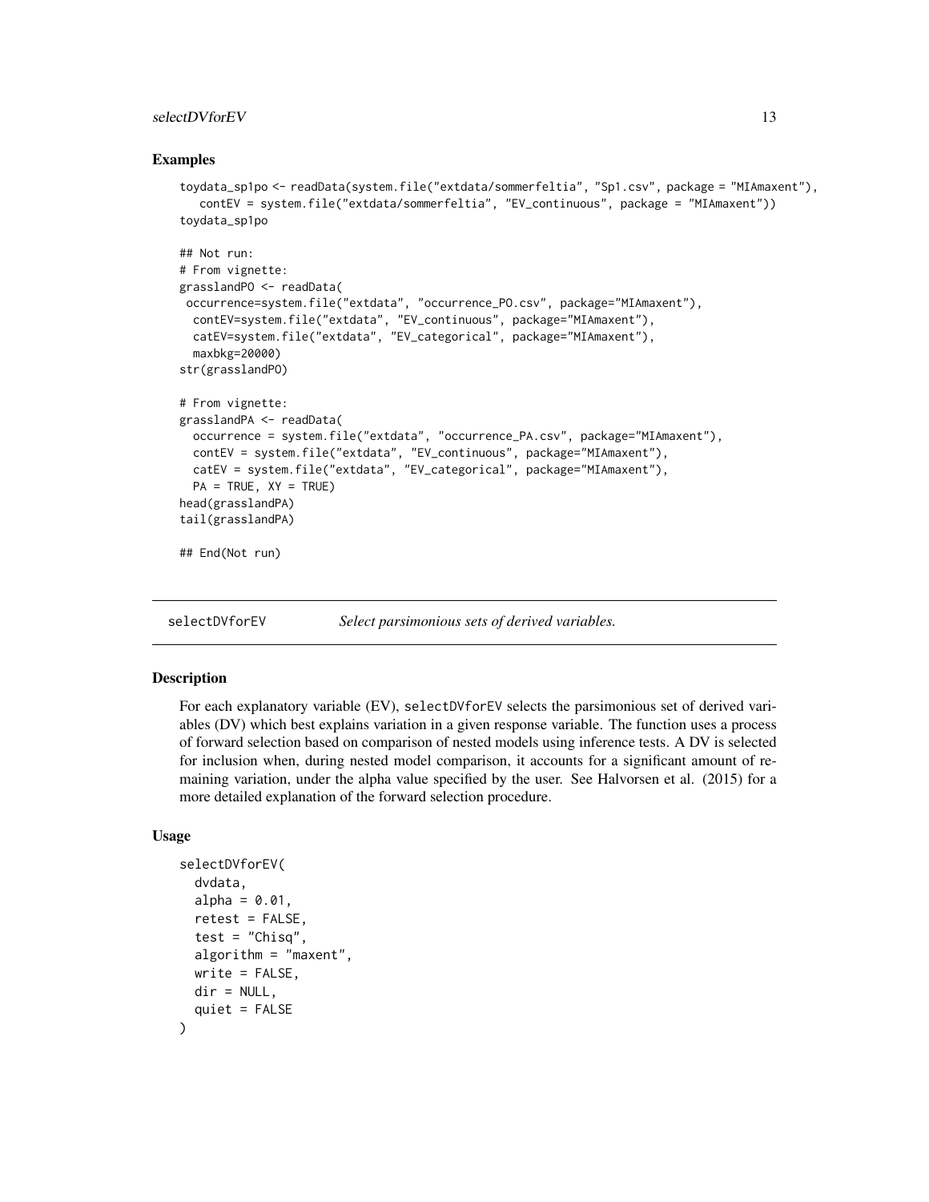### Examples

```
toydata_sp1po <- readData(system.file("extdata/sommerfeltia", "Sp1.csv", package = "MIAmaxent"),
   contEV = system.file("extdata/sommerfeltia", "EV_continuous", package = "MIAmaxent"))
toydata_sp1po

## Not run:
# From vignette:
grasslandPO <- readData(
 occurrence=system.file("extdata", "occurrence_PO.csv", package="MIAmaxent"),
  contEV=system.file("extdata", "EV_continuous", package="MIAmaxent"),
  catEV=system.file("extdata", "EV_categorical", package="MIAmaxent"),
  maxbkg=20000)
str(grasslandPO)

# From vignette:
grasslandPA <- readData(
  occurrence = system.file("extdata", "occurrence_PA.csv", package="MIAmaxent"),
  contEV = system.file("extdata", "EV_continuous", package="MIAmaxent"),
  catEV = system.file("extdata", "EV_categorical", package="MIAmaxent"),
  PA = TRUE, XY = TRUE)
head(grasslandPA)
tail(grasslandPA)

## End(Not run)
```

---

## selectDVforEV *Select parsimonious sets of derived variables.*

### Description

For each explanatory variable (EV), `selectDVforEV` selects the parsimonious set of derived variables (DV) which best explains variation in a given response variable. The function uses a process of forward selection based on comparison of nested models using inference tests. A DV is selected for inclusion when, during nested model comparison, it accounts for a significant amount of remaining variation, under the alpha value specified by the user. See Halvorsen et al. (2015) for a more detailed explanation of the forward selection procedure.

### Usage

```
selectDVforEV(
  dvdata,
  alpha = 0.01,
  retest = FALSE,
  test = "Chisq",
  algorithm = "maxent",
  write = FALSE,
  dir = NULL,
  quiet = FALSE
)
```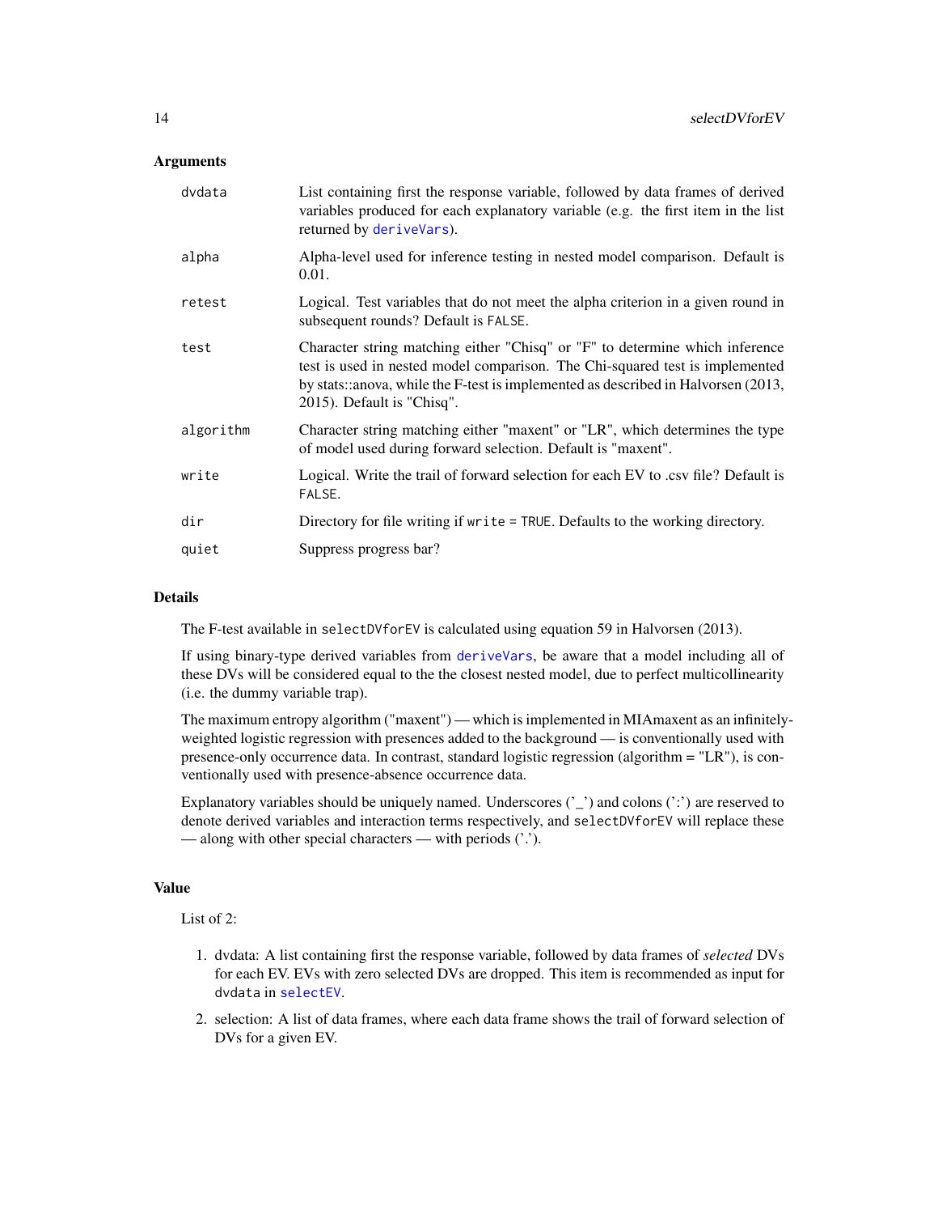## Arguments

| | |
|---|---|
| dvdata | List containing first the response variable, followed by data frames of derived variables produced for each explanatory variable (e.g. the first item in the list returned by `deriveVars`). |
| alpha | Alpha-level used for inference testing in nested model comparison. Default is 0.01. |
| retest | Logical. Test variables that do not meet the alpha criterion in a given round in subsequent rounds? Default is `FALSE`. |
| test | Character string matching either "Chisq" or "F" to determine which inference test is used in nested model comparison. The Chi-squared test is implemented by stats::anova, while the F-test is implemented as described in Halvorsen (2013, 2015). Default is "Chisq". |
| algorithm | Character string matching either "maxent" or "LR", which determines the type of model used during forward selection. Default is "maxent". |
| write | Logical. Write the trail of forward selection for each EV to .csv file? Default is `FALSE`. |
| dir | Directory for file writing if `write = TRUE`. Defaults to the working directory. |
| quiet | Suppress progress bar? |

## Details

The F-test available in `selectDVforEV` is calculated using equation 59 in Halvorsen (2013).

If using binary-type derived variables from `deriveVars`, be aware that a model including all of these DVs will be considered equal to the the closest nested model, due to perfect multicollinearity (i.e. the dummy variable trap).

The maximum entropy algorithm ("maxent") — which is implemented in MIAmaxent as an infinitely-weighted logistic regression with presences added to the background — is conventionally used with presence-only occurrence data. In contrast, standard logistic regression (algorithm = "LR"), is conventionally used with presence-absence occurrence data.

Explanatory variables should be uniquely named. Underscores ('_') and colons (':') are reserved to denote derived variables and interaction terms respectively, and `selectDVforEV` will replace these — along with other special characters — with periods ('.').

## Value

List of 2:

1. dvdata: A list containing first the response variable, followed by data frames of *selected* DVs for each EV. EVs with zero selected DVs are dropped. This item is recommended as input for `dvdata` in `selectEV`.
2. selection: A list of data frames, where each data frame shows the trail of forward selection of DVs for a given EV.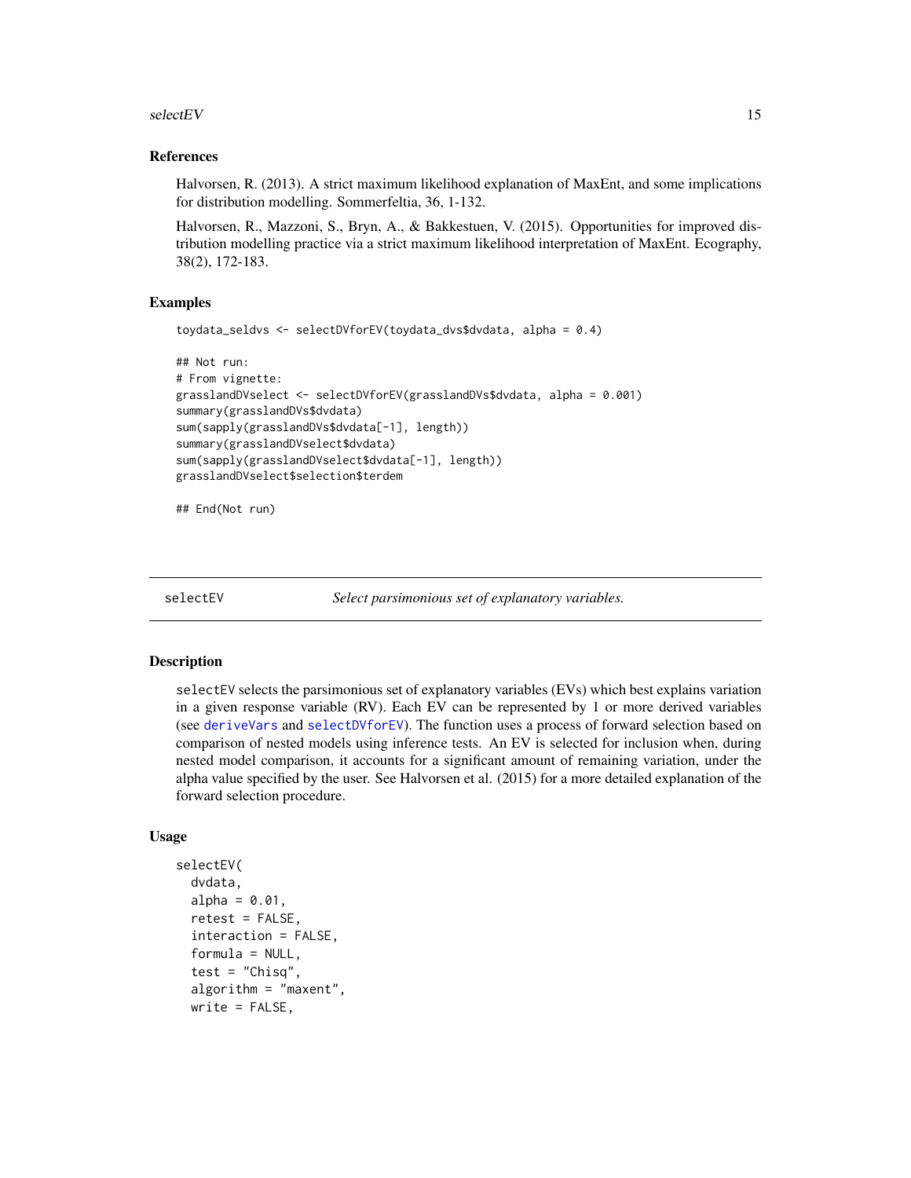### References

Halvorsen, R. (2013). A strict maximum likelihood explanation of MaxEnt, and some implications for distribution modelling. Sommerfeltia, 36, 1-132.

Halvorsen, R., Mazzoni, S., Bryn, A., & Bakkestuen, V. (2015). Opportunities for improved distribution modelling practice via a strict maximum likelihood interpretation of MaxEnt. Ecography, 38(2), 172-183.

### Examples

```
toydata_seldvs <- selectDVforEV(toydata_dvs$dvdata, alpha = 0.4)

## Not run:
# From vignette:
grasslandDVselect <- selectDVforEV(grasslandDVs$dvdata, alpha = 0.001)
summary(grasslandDVs$dvdata)
sum(sapply(grasslandDVs$dvdata[-1], length))
summary(grasslandDVselect$dvdata)
sum(sapply(grasslandDVselect$dvdata[-1], length))
grasslandDVselect$selection$terdem

## End(Not run)
```

---

## selectEV *Select parsimonious set of explanatory variables.*

### Description

selectEV selects the parsimonious set of explanatory variables (EVs) which best explains variation in a given response variable (RV). Each EV can be represented by 1 or more derived variables (see deriveVars and selectDVforEV). The function uses a process of forward selection based on comparison of nested models using inference tests. An EV is selected for inclusion when, during nested model comparison, it accounts for a significant amount of remaining variation, under the alpha value specified by the user. See Halvorsen et al. (2015) for a more detailed explanation of the forward selection procedure.

### Usage

```
selectEV(
  dvdata,
  alpha = 0.01,
  retest = FALSE,
  interaction = FALSE,
  formula = NULL,
  test = "Chisq",
  algorithm = "maxent",
  write = FALSE,
```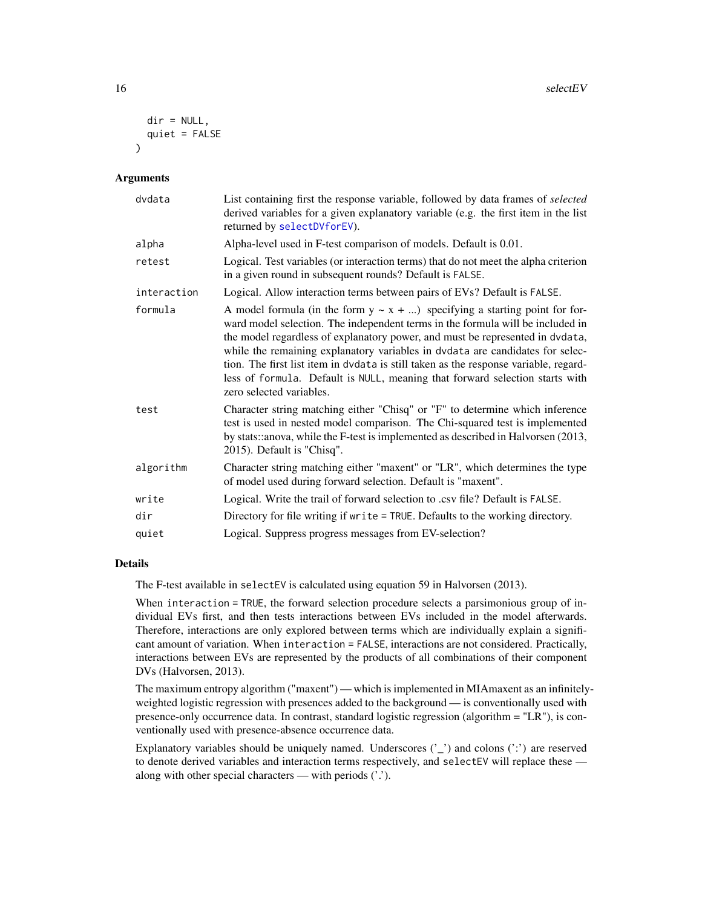```
  dir = NULL,
  quiet = FALSE
)
```

### Arguments

| | |
|---|---|
| dvdata | List containing first the response variable, followed by data frames of *selected* derived variables for a given explanatory variable (e.g. the first item in the list returned by selectDVforEV). |
| alpha | Alpha-level used in F-test comparison of models. Default is 0.01. |
| retest | Logical. Test variables (or interaction terms) that do not meet the alpha criterion in a given round in subsequent rounds? Default is FALSE. |
| interaction | Logical. Allow interaction terms between pairs of EVs? Default is FALSE. |
| formula | A model formula (in the form y ~ x + ...) specifying a starting point for forward model selection. The independent terms in the formula will be included in the model regardless of explanatory power, and must be represented in dvdata, while the remaining explanatory variables in dvdata are candidates for selection. The first list item in dvdata is still taken as the response variable, regardless of formula. Default is NULL, meaning that forward selection starts with zero selected variables. |
| test | Character string matching either "Chisq" or "F" to determine which inference test is used in nested model comparison. The Chi-squared test is implemented by stats::anova, while the F-test is implemented as described in Halvorsen (2013, 2015). Default is "Chisq". |
| algorithm | Character string matching either "maxent" or "LR", which determines the type of model used during forward selection. Default is "maxent". |
| write | Logical. Write the trail of forward selection to .csv file? Default is FALSE. |
| dir | Directory for file writing if write = TRUE. Defaults to the working directory. |
| quiet | Logical. Suppress progress messages from EV-selection? |

### Details

The F-test available in selectEV is calculated using equation 59 in Halvorsen (2013).

When interaction = TRUE, the forward selection procedure selects a parsimonious group of individual EVs first, and then tests interactions between EVs included in the model afterwards. Therefore, interactions are only explored between terms which are individually explain a significant amount of variation. When interaction = FALSE, interactions are not considered. Practically, interactions between EVs are represented by the products of all combinations of their component DVs (Halvorsen, 2013).

The maximum entropy algorithm ("maxent") — which is implemented in MIAmaxent as an infinitely-weighted logistic regression with presences added to the background — is conventionally used with presence-only occurrence data. In contrast, standard logistic regression (algorithm = "LR"), is conventionally used with presence-absence occurrence data.

Explanatory variables should be uniquely named. Underscores ('_') and colons (':') are reserved to denote derived variables and interaction terms respectively, and selectEV will replace these — along with other special characters — with periods ('.').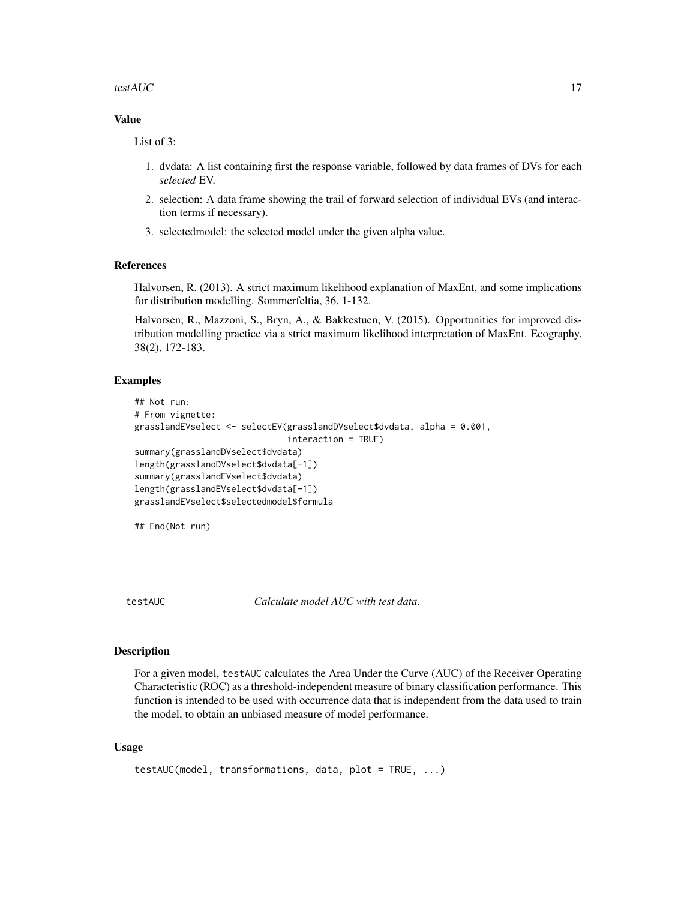### Value

List of 3:

1. dvdata: A list containing first the response variable, followed by data frames of DVs for each *selected* EV.
2. selection: A data frame showing the trail of forward selection of individual EVs (and interaction terms if necessary).
3. selectedmodel: the selected model under the given alpha value.

### References

Halvorsen, R. (2013). A strict maximum likelihood explanation of MaxEnt, and some implications for distribution modelling. Sommerfeltia, 36, 1-132.

Halvorsen, R., Mazzoni, S., Bryn, A., & Bakkestuen, V. (2015). Opportunities for improved distribution modelling practice via a strict maximum likelihood interpretation of MaxEnt. Ecography, 38(2), 172-183.

### Examples

```
## Not run:
# From vignette:
grasslandEVselect <- selectEV(grasslandDVselect$dvdata, alpha = 0.001,
                              interaction = TRUE)
summary(grasslandDVselect$dvdata)
length(grasslandDVselect$dvdata[-1])
summary(grasslandEVselect$dvdata)
length(grasslandEVselect$dvdata[-1])
grasslandEVselect$selectedmodel$formula

## End(Not run)
```

---

## testAUC — *Calculate model AUC with test data.*

### Description

For a given model, testAUC calculates the Area Under the Curve (AUC) of the Receiver Operating Characteristic (ROC) as a threshold-independent measure of binary classification performance. This function is intended to be used with occurrence data that is independent from the data used to train the model, to obtain an unbiased measure of model performance.

### Usage

```
testAUC(model, transformations, data, plot = TRUE, ...)
```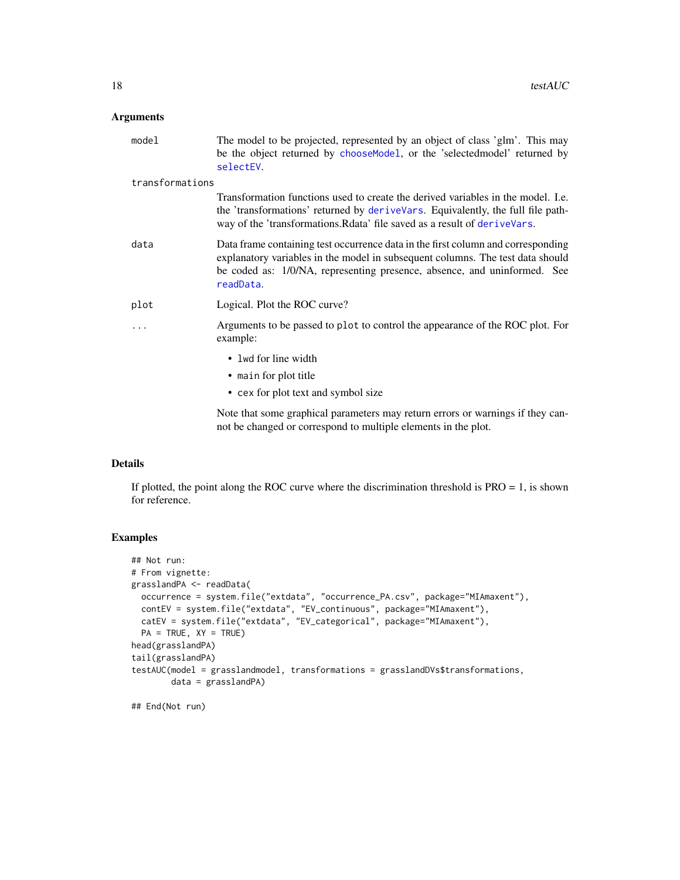### Arguments

**model** The model to be projected, represented by an object of class 'glm'. This may be the object returned by chooseModel, or the 'selectedmodel' returned by selectEV.

**transformations** Transformation functions used to create the derived variables in the model. I.e. the 'transformations' returned by deriveVars. Equivalently, the full file pathway of the 'transformations.Rdata' file saved as a result of deriveVars.

**data** Data frame containing test occurrence data in the first column and corresponding explanatory variables in the model in subsequent columns. The test data should be coded as: 1/0/NA, representing presence, absence, and uninformed. See readData.

**plot** Logical. Plot the ROC curve?

**...** Arguments to be passed to `plot` to control the appearance of the ROC plot. For example:

- `lwd` for line width
- `main` for plot title
- `cex` for plot text and symbol size

Note that some graphical parameters may return errors or warnings if they cannot be changed or correspond to multiple elements in the plot.

### Details

If plotted, the point along the ROC curve where the discrimination threshold is PRO = 1, is shown for reference.

### Examples

```
## Not run:
# From vignette:
grasslandPA <- readData(
  occurrence = system.file("extdata", "occurrence_PA.csv", package="MIAmaxent"),
  contEV = system.file("extdata", "EV_continuous", package="MIAmaxent"),
  catEV = system.file("extdata", "EV_categorical", package="MIAmaxent"),
  PA = TRUE, XY = TRUE)
head(grasslandPA)
tail(grasslandPA)
testAUC(model = grasslandmodel, transformations = grasslandDVs$transformations,
        data = grasslandPA)

## End(Not run)
```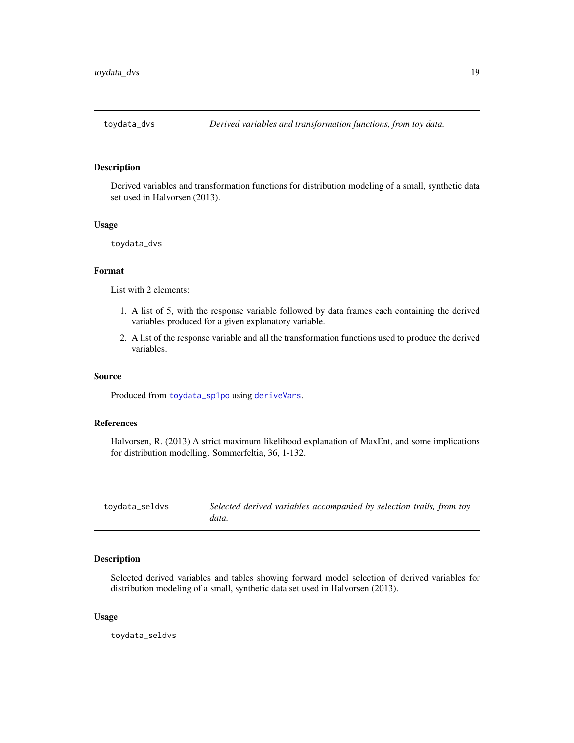## toydata_dvs — *Derived variables and transformation functions, from toy data.*

### Description

Derived variables and transformation functions for distribution modeling of a small, synthetic data set used in Halvorsen (2013).

### Usage

```
toydata_dvs
```

### Format

List with 2 elements:

1. A list of 5, with the response variable followed by data frames each containing the derived variables produced for a given explanatory variable.
2. A list of the response variable and all the transformation functions used to produce the derived variables.

### Source

Produced from `toydata_sp1po` using `deriveVars`.

### References

Halvorsen, R. (2013) A strict maximum likelihood explanation of MaxEnt, and some implications for distribution modelling. Sommerfeltia, 36, 1-132.

## toydata_seldvs — *Selected derived variables accompanied by selection trails, from toy data.*

### Description

Selected derived variables and tables showing forward model selection of derived variables for distribution modeling of a small, synthetic data set used in Halvorsen (2013).

### Usage

```
toydata_seldvs
```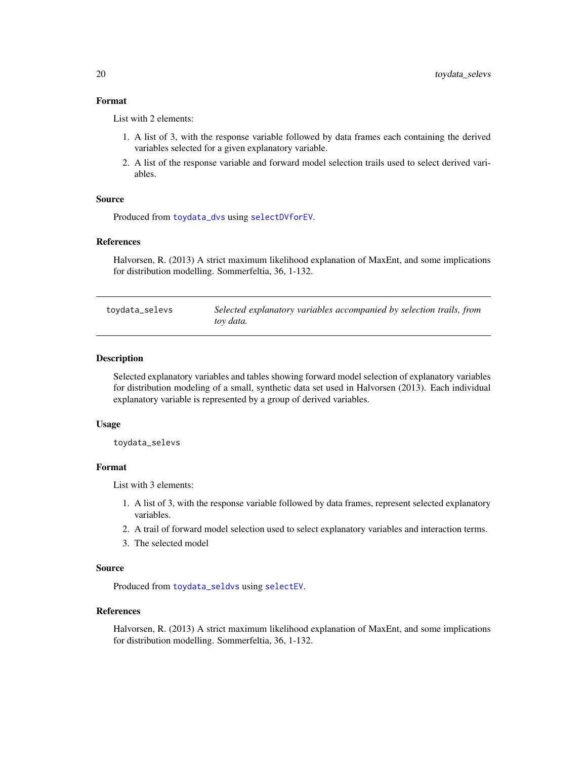### Format

List with 2 elements:

1. A list of 3, with the response variable followed by data frames each containing the derived variables selected for a given explanatory variable.
2. A list of the response variable and forward model selection trails used to select derived variables.

### Source

Produced from toydata_dvs using selectDVforEV.

### References

Halvorsen, R. (2013) A strict maximum likelihood explanation of MaxEnt, and some implications for distribution modelling. Sommerfeltia, 36, 1-132.

---

## toydata_selevs — *Selected explanatory variables accompanied by selection trails, from toy data.*

---

### Description

Selected explanatory variables and tables showing forward model selection of explanatory variables for distribution modeling of a small, synthetic data set used in Halvorsen (2013). Each individual explanatory variable is represented by a group of derived variables.

### Usage

```
toydata_selevs
```

### Format

List with 3 elements:

1. A list of 3, with the response variable followed by data frames, represent selected explanatory variables.
2. A trail of forward model selection used to select explanatory variables and interaction terms.
3. The selected model

### Source

Produced from toydata_seldvs using selectEV.

### References

Halvorsen, R. (2013) A strict maximum likelihood explanation of MaxEnt, and some implications for distribution modelling. Sommerfeltia, 36, 1-132.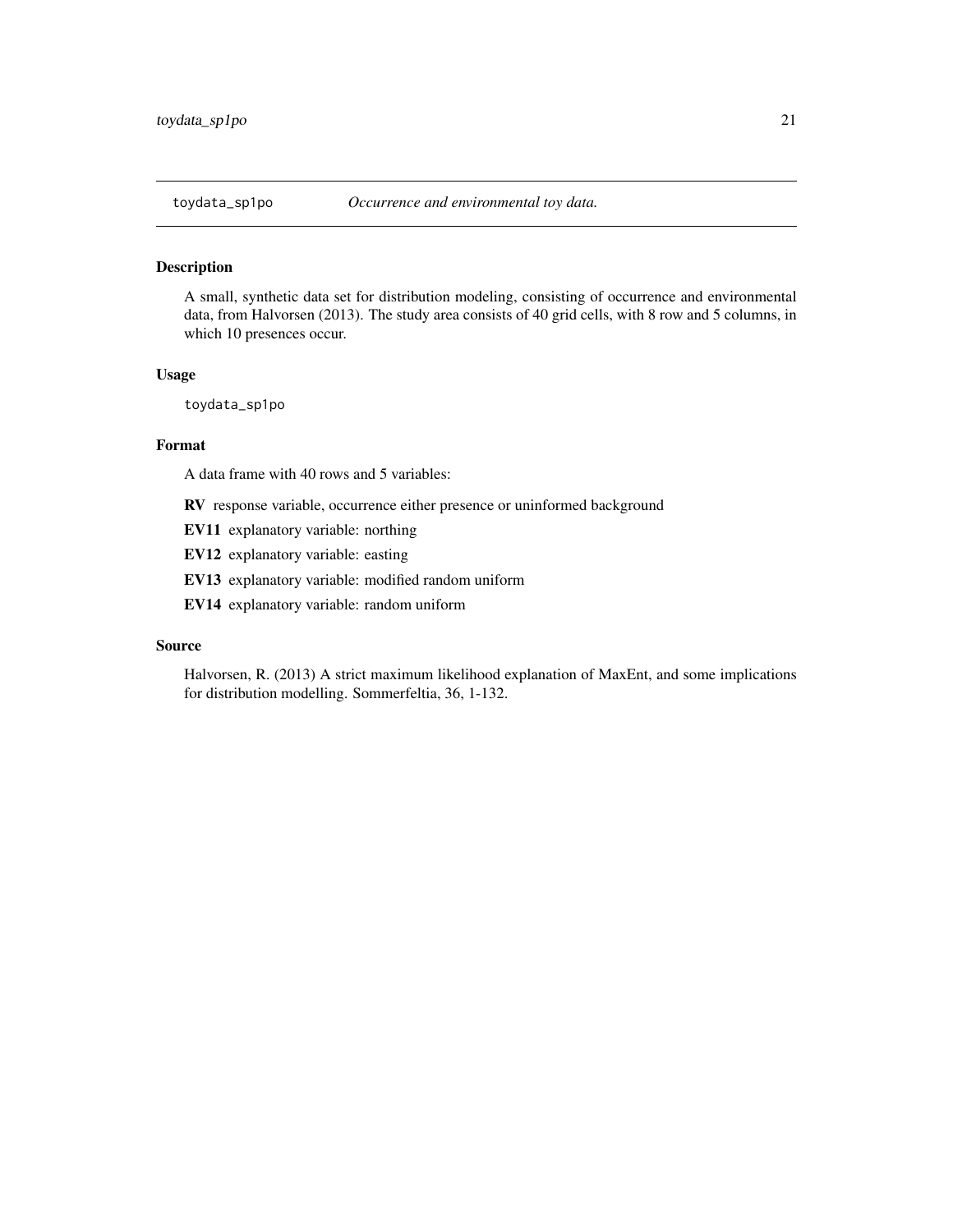## toydata_sp1po — *Occurrence and environmental toy data.*

### Description

A small, synthetic data set for distribution modeling, consisting of occurrence and environmental data, from Halvorsen (2013). The study area consists of 40 grid cells, with 8 row and 5 columns, in which 10 presences occur.

### Usage

```
toydata_sp1po
```

### Format

A data frame with 40 rows and 5 variables:

**RV** response variable, occurrence either presence or uninformed background

**EV11** explanatory variable: northing

**EV12** explanatory variable: easting

**EV13** explanatory variable: modified random uniform

**EV14** explanatory variable: random uniform

### Source

Halvorsen, R. (2013) A strict maximum likelihood explanation of MaxEnt, and some implications for distribution modelling. Sommerfeltia, 36, 1-132.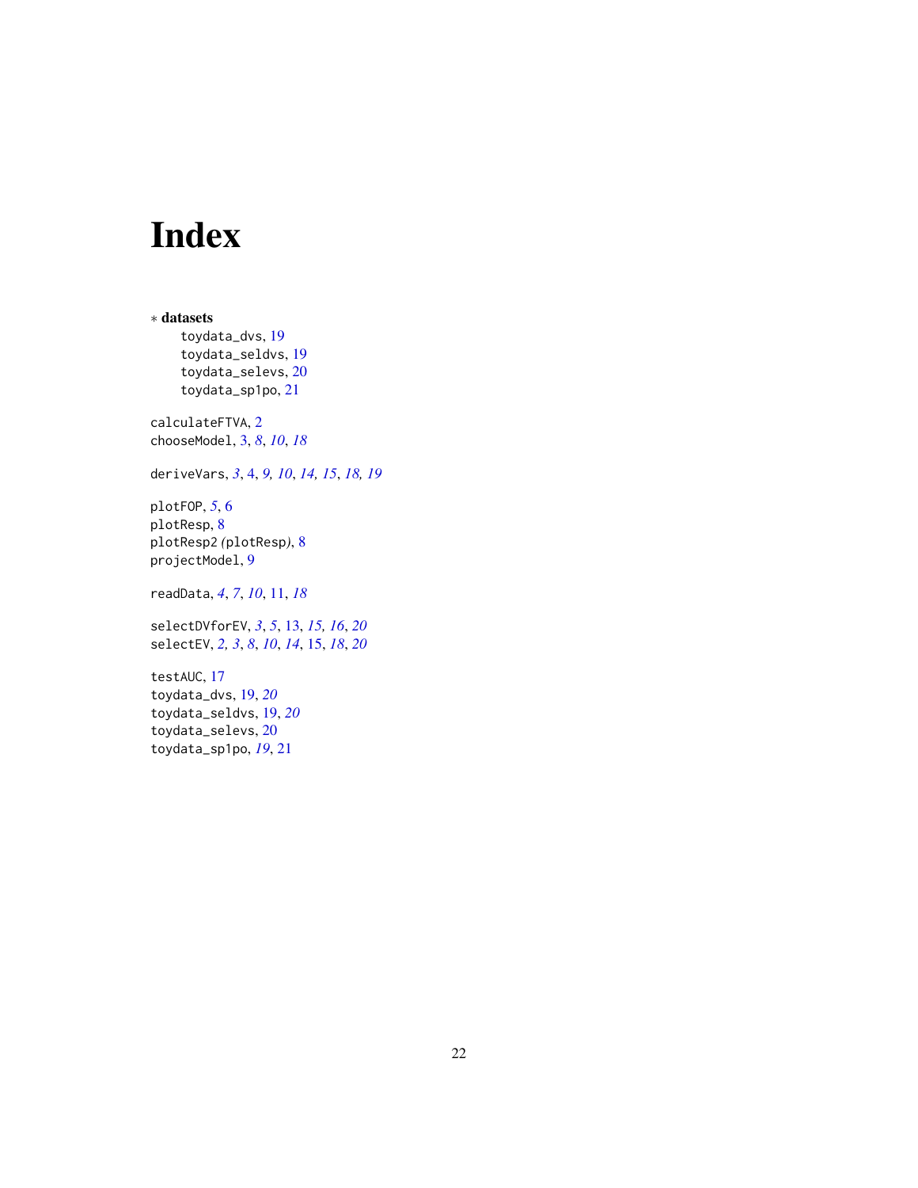# Index

∗ **datasets**

toydata_dvs, 19
toydata_seldvs, 19
toydata_selevs, 20
toydata_sp1po, 21

calculateFTVA, 2
chooseModel, 3, *8*, *10*, *18*

deriveVars, *3*, 4, *9, 10*, *14, 15*, *18, 19*

plotFOP, *5*, 6
plotResp, 8
plotResp2 *(*plotResp*)*, 8
projectModel, 9

readData, *4*, *7*, *10*, 11, *18*

selectDVforEV, *3*, *5*, 13, *15, 16*, *20*
selectEV, *2, 3*, *8*, *10*, *14*, 15, *18*, *20*

testAUC, 17
toydata_dvs, 19, *20*
toydata_seldvs, 19, *20*
toydata_selevs, 20
toydata_sp1po, *19*, 21